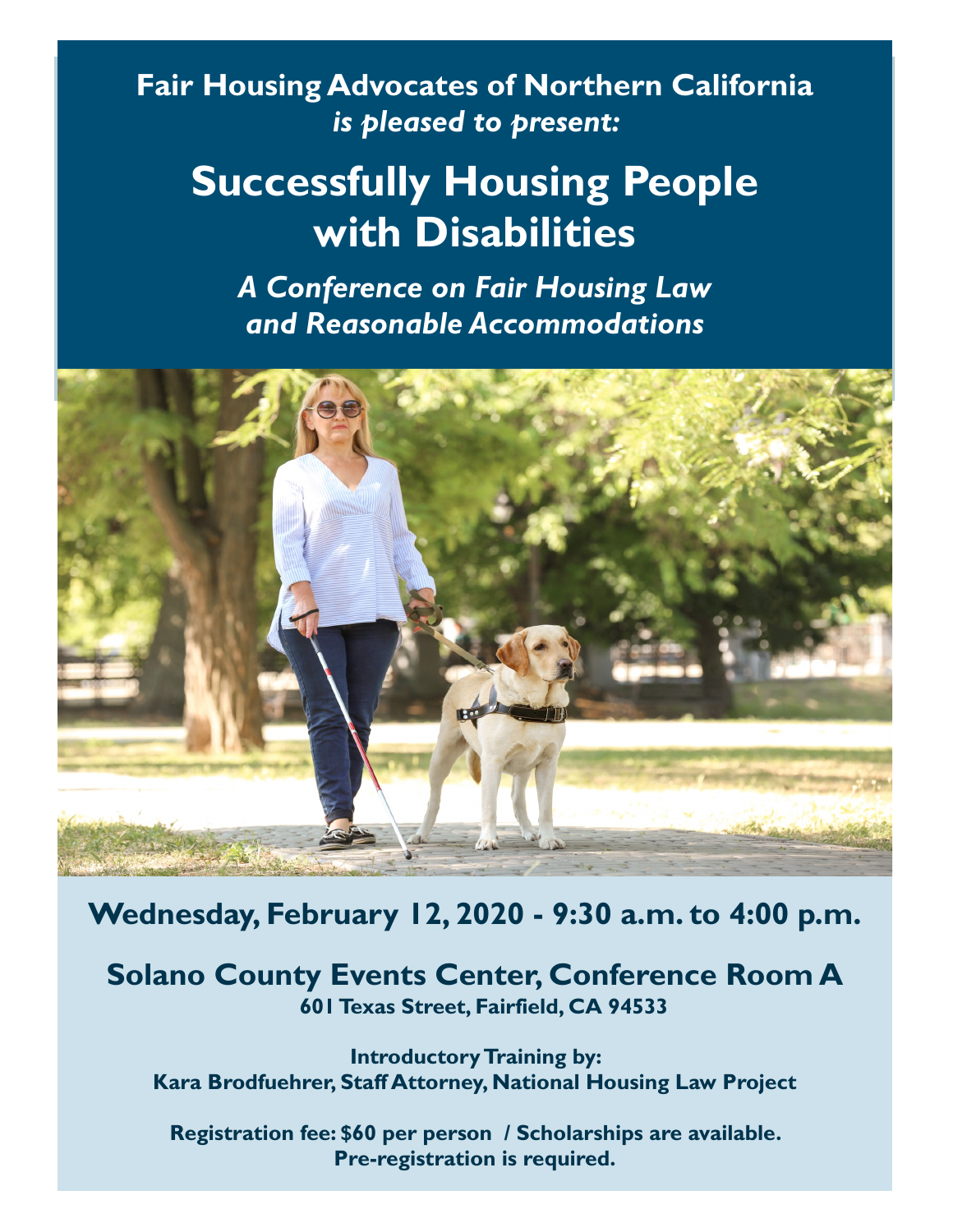**Fair Housing Advocates of Northern California**
*is pleased to present:*

# Successfully Housing People with Disabilities

***A Conference on Fair Housing Law and Reasonable Accommodations***

## Wednesday, February 12, 2020 - 9:30 a.m. to 4:00 p.m.

## Solano County Events Center, Conference Room A

**601 Texas Street, Fairfield, CA 94533**

**Introductory Training by:**
**Kara Brodfuehrer, Staff Attorney, National Housing Law Project**

**Registration fee: $60 per person / Scholarships are available.**
**Pre-registration is required.**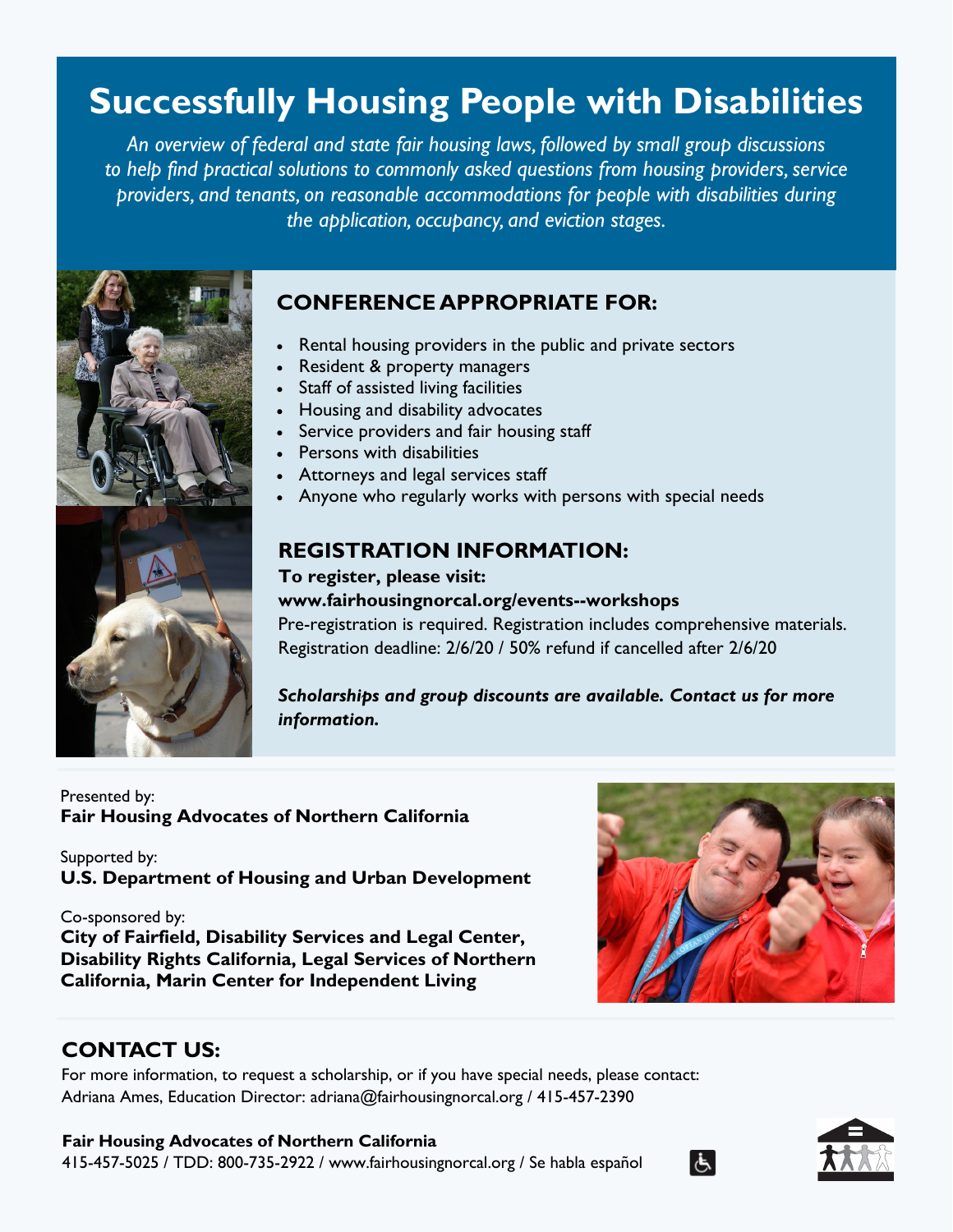# Successfully Housing People with Disabilities

*An overview of federal and state fair housing laws, followed by small group discussions to help find practical solutions to commonly asked questions from housing providers, service providers, and tenants, on reasonable accommodations for people with disabilities during the application, occupancy, and eviction stages.*

## CONFERENCE APPROPRIATE FOR:

- Rental housing providers in the public and private sectors
- Resident & property managers
- Staff of assisted living facilities
- Housing and disability advocates
- Service providers and fair housing staff
- Persons with disabilities
- Attorneys and legal services staff
- Anyone who regularly works with persons with special needs

## REGISTRATION INFORMATION:

**To register, please visit:**
**www.fairhousingnorcal.org/events--workshops**
Pre-registration is required. Registration includes comprehensive materials.
Registration deadline: 2/6/20 / 50% refund if cancelled after 2/6/20

***Scholarships and group discounts are available. Contact us for more information.***

Presented by:
**Fair Housing Advocates of Northern California**

Supported by:
**U.S. Department of Housing and Urban Development**

Co-sponsored by:
**City of Fairfield, Disability Services and Legal Center, Disability Rights California, Legal Services of Northern California, Marin Center for Independent Living**

## CONTACT US:

For more information, to request a scholarship, or if you have special needs, please contact:
Adriana Ames, Education Director: adriana@fairhousingnorcal.org / 415-457-2390

**Fair Housing Advocates of Northern California**
415-457-5025 / TDD: 800-735-2922 / www.fairhousingnorcal.org / Se habla español